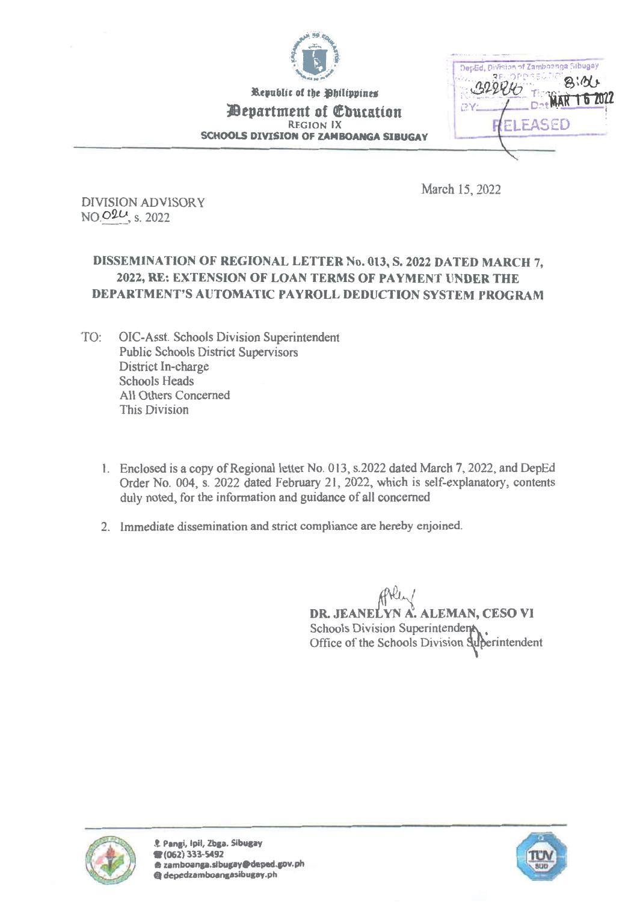Republic of the Philippines

Department of Education

REGION IX

SCHOOLS DIVISION OF ZAMBOANGA SIBUGAY

DepEd, Division of Zamboanga Sibugay
RELEASED
MAR 16 2022

March 15, 2022

DIVISION ADVISORY
NO.024, s. 2022

**DISSEMINATION OF REGIONAL LETTER No. 013, S. 2022 DATED MARCH 7, 2022, RE: EXTENSION OF LOAN TERMS OF PAYMENT UNDER THE DEPARTMENT'S AUTOMATIC PAYROLL DEDUCTION SYSTEM PROGRAM**

TO: OIC-Asst. Schools Division Superintendent
Public Schools District Supervisors
District In-charge
Schools Heads
All Others Concerned
This Division

1. Enclosed is a copy of Regional letter No. 013, s.2022 dated March 7, 2022, and DepEd Order No. 004, s. 2022 dated February 21, 2022, which is self-explanatory, contents duly noted, for the information and guidance of all concerned

2. Immediate dissemination and strict compliance are hereby enjoined.

**DR. JEANELYN A. ALEMAN, CESO VI**
Schools Division Superintendent
Office of the Schools Division Superintendent

Pangi, Ipil, Zbga. Sibugay
(062) 333-5492
zamboanga.sibugay@deped.gov.ph
depedzamboangasibugay.ph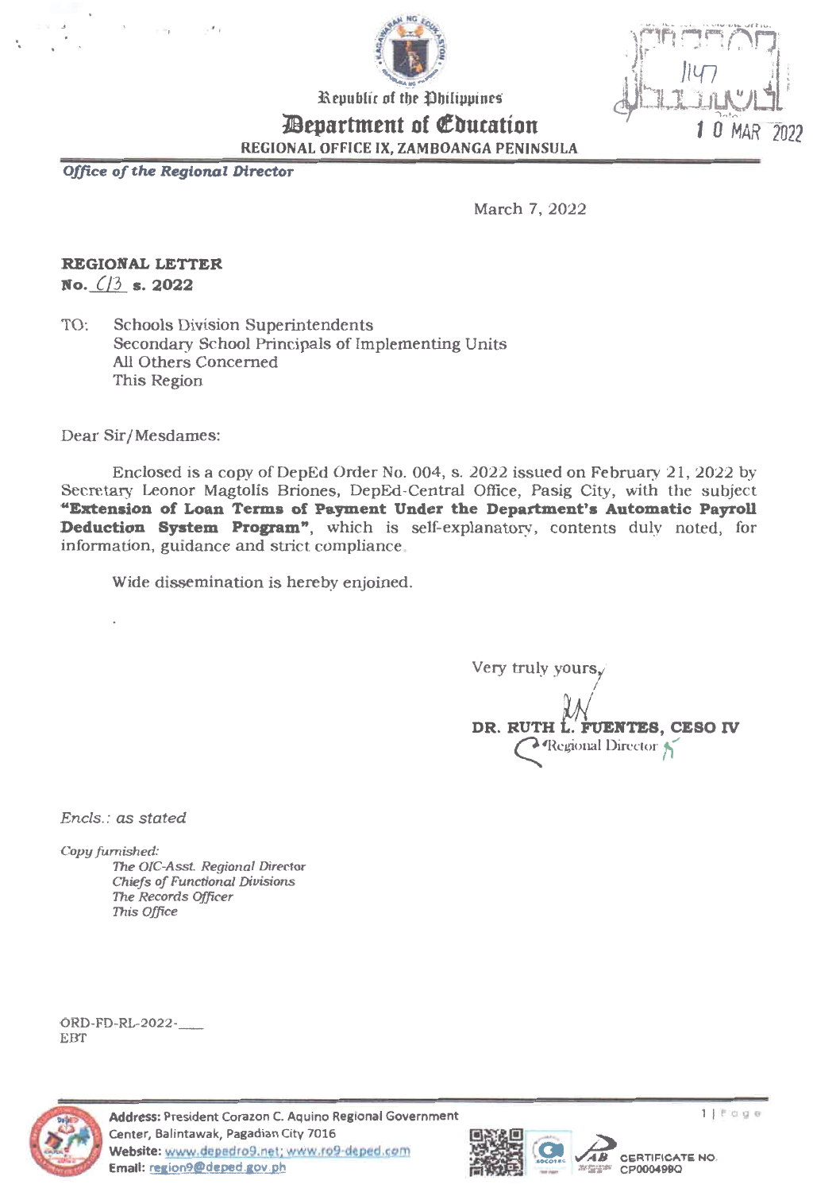Republic of the Philippines
**Department of Education**
REGIONAL OFFICE IX, ZAMBOANGA PENINSULA

*Office of the Regional Director*

1147
10 MAR 2022

March 7, 2022

**REGIONAL LETTER**
**No. 013 s. 2022**

TO: Schools Division Superintendents
Secondary School Principals of Implementing Units
All Others Concerned
This Region

Dear Sir/Mesdames:

Enclosed is a copy of DepEd Order No. 004, s. 2022 issued on February 21, 2022 by Secretary Leonor Magtolis Briones, DepEd-Central Office, Pasig City, with the subject **"Extension of Loan Terms of Payment Under the Department's Automatic Payroll Deduction System Program"**, which is self-explanatory, contents duly noted, for information, guidance and strict compliance.

Wide dissemination is hereby enjoined.

Very truly yours,

**DR. RUTH L. FUENTES, CESO IV**
Regional Director

*Encls.: as stated*

*Copy furnished:*
*The OIC-Asst. Regional Director*
*Chiefs of Functional Divisions*
*The Records Officer*
*This Office*

ORD-FD-RL-2022-____
EBT

**Address:** President Corazon C. Aquino Regional Government Center, Balintawak, Pagadian City 7016
**Website:** www.depedro9.net; www.ro9-deped.com
**Email:** region9@deped.gov.ph

CERTIFICATE NO. CP000499Q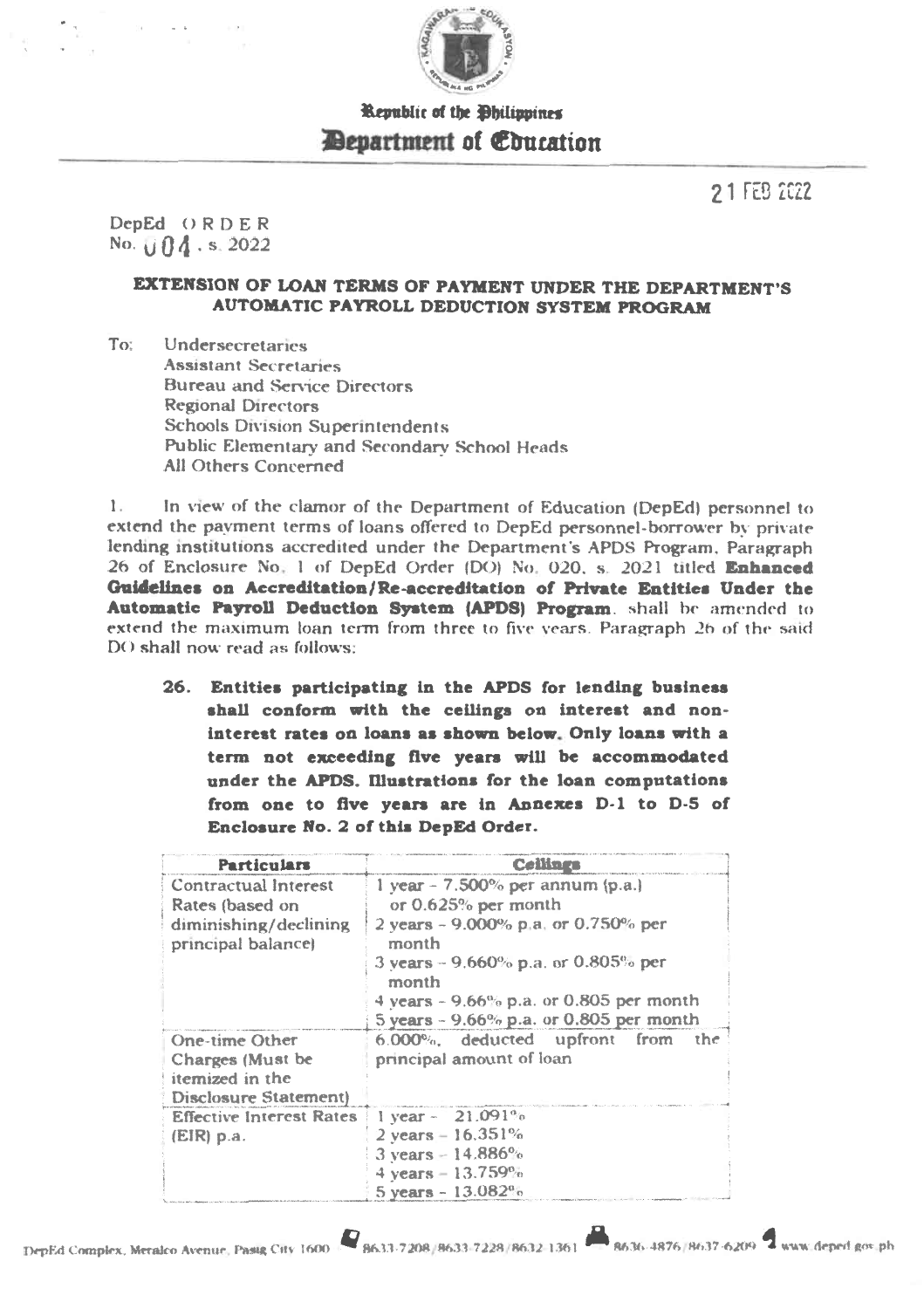Republic of the Philippines

**Department of Education**

21 FEB 2022

DepEd ORDER
No. 004 , s. 2022

**EXTENSION OF LOAN TERMS OF PAYMENT UNDER THE DEPARTMENT'S AUTOMATIC PAYROLL DEDUCTION SYSTEM PROGRAM**

To: Undersecretaries
Assistant Secretaries
Bureau and Service Directors
Regional Directors
Schools Division Superintendents
Public Elementary and Secondary School Heads
All Others Concerned

1. In view of the clamor of the Department of Education (DepEd) personnel to extend the payment terms of loans offered to DepEd personnel-borrower by private lending institutions accredited under the Department's APDS Program, Paragraph 26 of Enclosure No. 1 of DepEd Order (DO) No. 020, s. 2021 titled **Enhanced Guidelines on Accreditation/Re-accreditation of Private Entities Under the Automatic Payroll Deduction System (APDS) Program**, shall be amended to extend the maximum loan term from three to five years. Paragraph 26 of the said DO shall now read as follows:

> **26. Entities participating in the APDS for lending business shall conform with the ceilings on interest and non-interest rates on loans as shown below. Only loans with a term not exceeding five years will be accommodated under the APDS. Illustrations for the loan computations from one to five years are in Annexes D-1 to D-5 of Enclosure No. 2 of this DepEd Order.**

| Particulars | Ceilings |
|---|---|
| Contractual Interest Rates (based on diminishing/declining principal balance) | 1 year - 7.500% per annum (p.a.) or 0.625% per month<br>2 years - 9.000% p.a. or 0.750% per month<br>3 years - 9.660% p.a. or 0.805% per month<br>4 years - 9.66% p.a. or 0.805 per month<br>5 years - 9.66% p.a. or 0.805 per month |
| One-time Other Charges (Must be itemized in the Disclosure Statement) | 6.000%, deducted upfront from the principal amount of loan |
| Effective Interest Rates (EIR) p.a. | 1 year - 21.091%<br>2 years - 16.351%<br>3 years - 14.886%<br>4 years - 13.759%<br>5 years - 13.082% |

DepEd Complex, Meralco Avenue, Pasig City 1600 8633-7208/8633-7228/8632-1361 8636-4876/8637-6209 www.deped.gov.ph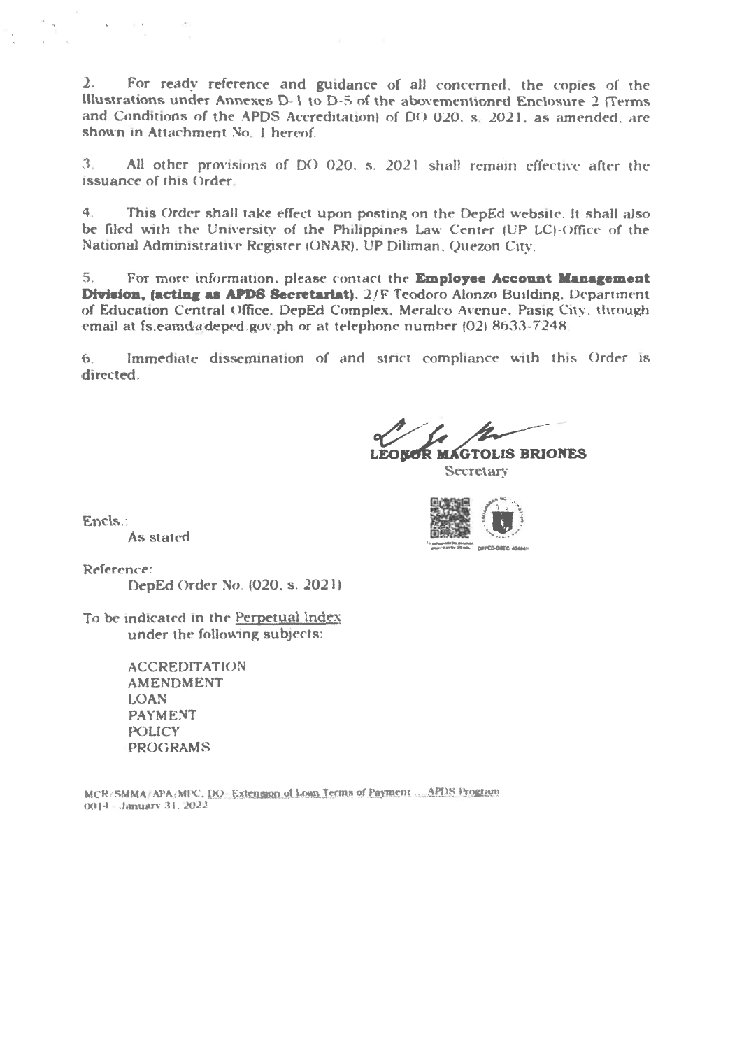2. For ready reference and guidance of all concerned, the copies of the Illustrations under Annexes D-1 to D-5 of the abovementioned Enclosure 2 (Terms and Conditions of the APDS Accreditation) of DO 020, s. 2021, as amended, are shown in Attachment No. 1 hereof.

3. All other provisions of DO 020, s. 2021 shall remain effective after the issuance of this Order.

4. This Order shall take effect upon posting on the DepEd website. It shall also be filed with the University of the Philippines Law Center (UP LC)-Office of the National Administrative Register (ONAR), UP Diliman, Quezon City.

5. For more information, please contact the **Employee Account Management Division, (acting as APDS Secretariat)**, 2/F Teodoro Alonzo Building, Department of Education Central Office, DepEd Complex, Meralco Avenue, Pasig City, through email at fs.eamd@deped.gov.ph or at telephone number (02) 8633-7248.

6. Immediate dissemination of and strict compliance with this Order is directed.

**LEONOR MAGTOLIS BRIONES**
Secretary

Encls.:
As stated

Reference:
DepEd Order No. (020, s. 2021)

To be indicated in the Perpetual Index under the following subjects:

ACCREDITATION
AMENDMENT
LOAN
PAYMENT
POLICY
PROGRAMS

MCR/SMMA/APA/MPC, DO Extension of Loan Terms of Payment ... APDS Program
0014 - January 31, 2022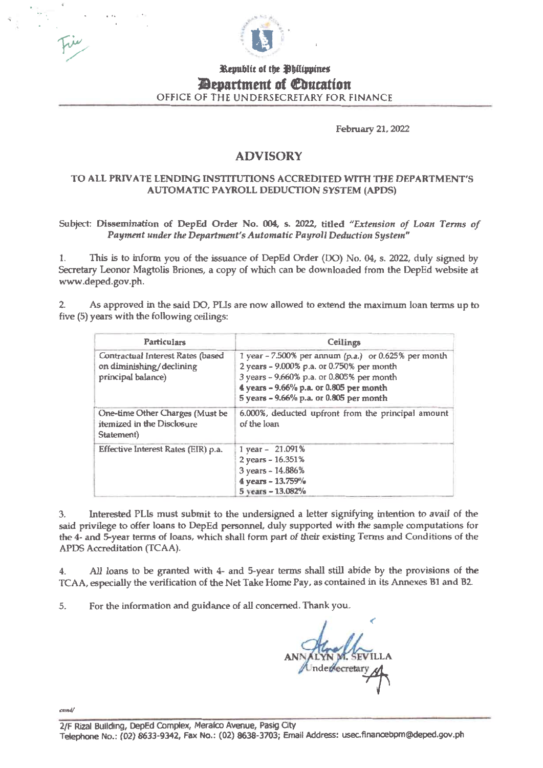Republic of the Philippines
**Department of Education**
OFFICE OF THE UNDERSECRETARY FOR FINANCE

February 21, 2022

# ADVISORY

## TO ALL PRIVATE LENDING INSTITUTIONS ACCREDITED WITH THE DEPARTMENT'S AUTOMATIC PAYROLL DEDUCTION SYSTEM (APDS)

Subject: **Dissemination of DepEd Order No. 004, s. 2022, titled *"Extension of Loan Terms of Payment under the Department's Automatic Payroll Deduction System"***

1. This is to inform you of the issuance of DepEd Order (DO) No. 04, s. 2022, duly signed by Secretary Leonor Magtolis Briones, a copy of which can be downloaded from the DepEd website at www.deped.gov.ph.

2. As approved in the said DO, PLIs are now allowed to extend the maximum loan terms up to five (5) years with the following ceilings:

| Particulars | Ceilings |
|---|---|
| Contractual Interest Rates (based on diminishing/declining principal balance) | 1 year – 7.500% per annum *(p.a.)* or 0.625% per month<br>2 years – 9.000% p.a. or 0.750% per month<br>3 years – 9.660% p.a. or 0.805% per month<br>**4 years – 9.66% p.a. or 0.805 per month**<br>**5 years – 9.66% p.a. or 0.805 per month** |
| One-time Other Charges (Must be itemized in the Disclosure Statement) | 6.000%, deducted upfront from the principal amount of the loan |
| Effective Interest Rates (EIR) p.a. | 1 year – 21.091%<br>2 years – 16.351%<br>3 years – 14.886%<br>**4 years – 13.759%**<br>**5 years – 13.082%** |

3. Interested PLIs must submit to the undersigned a letter signifying intention to avail of the said privilege to offer loans to DepEd personnel, duly supported with the sample computations for the 4- and 5-year terms of loans, which shall form part of their existing Terms and Conditions of the APDS Accreditation (TCAA).

4. All loans to be granted with 4- and 5-year terms shall still abide by the provisions of the TCAA, especially the verification of the Net Take Home Pay, as contained in its Annexes B1 and B2.

5. For the information and guidance of all concerned. Thank you.

ANNALYN M. SEVILLA
Undersecretary

cmd/

2/F Rizal Building, DepEd Complex, Meralco Avenue, Pasig City
Telephone No.: (02) 8633-9342, Fax No.: (02) 8638-3703; Email Address: usec.financebpm@deped.gov.ph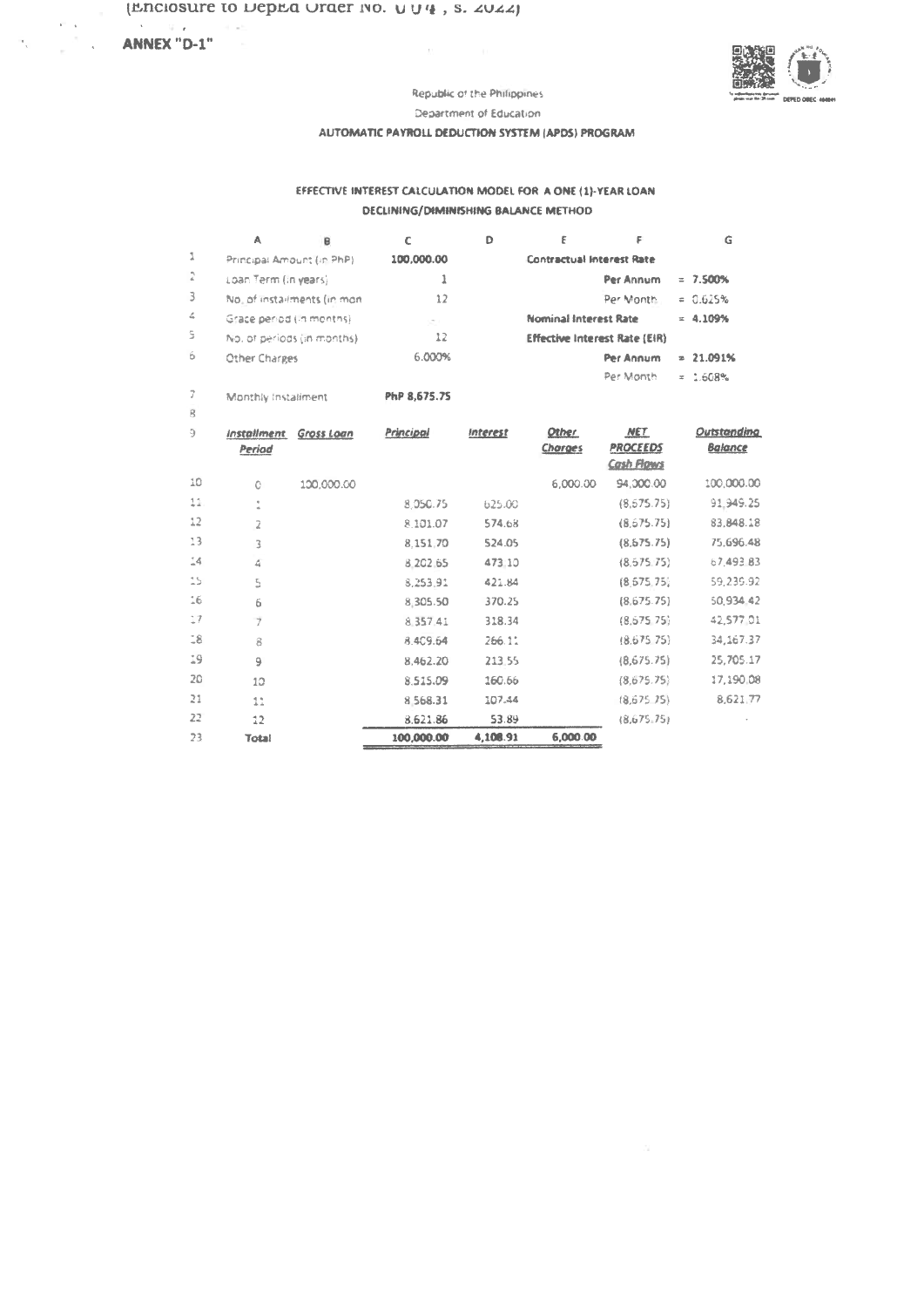(Enclosure to DepEd Order No. 004, s. 2022)

**ANNEX "D-1"**

Republic of the Philippines

Department of Education

**AUTOMATIC PAYROLL DEDUCTION SYSTEM (APDS) PROGRAM**

**EFFECTIVE INTEREST CALCULATION MODEL FOR A ONE (1)-YEAR LOAN**

**DECLINING/DIMINISHING BALANCE METHOD**

| | A | B | C | D | E | F | G |
|---|---|---|---|---|---|---|---|
| 1 | Principal Amount (in PhP) | | 100,000.00 | | **Contractual Interest Rate** | | |
| 2 | Loan Term (in years) | | 1 | | | **Per Annum** | = **7.500%** |
| 3 | No. of installments (in mon | | 12 | | | Per Month | = 0.625% |
| 4 | Grace period (in months) | | - | | **Nominal Interest Rate** | | = **4.109%** |
| 5 | No. of periods (in months) | | 12 | | **Effective Interest Rate (EIR)** | | |
| 6 | Other Charges | | 6.000% | | | **Per Annum** | = **21.091%** |
| | | | | | | Per Month | = 1.608% |
| 7 | Monthly Installment | | **PhP 8,675.75** | | | | |
| 8 | | | | | | | |
| 9 | ***Installment Period*** | ***Gross Loan*** | ***Principal*** | ***Interest*** | ***Other Charges*** | ***NET PROCEEDS Cash Flows*** | ***Outstanding Balance*** |
| 10 | 0 | 100,000.00 | | | 6,000.00 | 94,000.00 | 100,000.00 |
| 11 | 1 | | 8,050.75 | 625.00 | | (8,675.75) | 91,949.25 |
| 12 | 2 | | 8,101.07 | 574.68 | | (8,675.75) | 83,848.18 |
| 13 | 3 | | 8,151.70 | 524.05 | | (8,675.75) | 75,696.48 |
| 14 | 4 | | 8,202.65 | 473.10 | | (8,675.75) | 67,493.83 |
| 15 | 5 | | 8,253.91 | 421.84 | | (8,675.75) | 59,239.92 |
| 16 | 6 | | 8,305.50 | 370.25 | | (8,675.75) | 50,934.42 |
| 17 | 7 | | 8,357.41 | 318.34 | | (8,675.75) | 42,577.01 |
| 18 | 8 | | 8,409.64 | 266.11 | | (8,675.75) | 34,167.37 |
| 19 | 9 | | 8,462.20 | 213.55 | | (8,675.75) | 25,705.17 |
| 20 | 10 | | 8,515.09 | 160.66 | | (8,675.75) | 17,190.08 |
| 21 | 11 | | 8,568.31 | 107.44 | | (8,675.75) | 8,621.77 |
| 22 | 12 | | 8,621.86 | 53.89 | | (8,675.75) | - |
| 23 | **Total** | | **100,000.00** | **4,108.91** | **6,000.00** | | |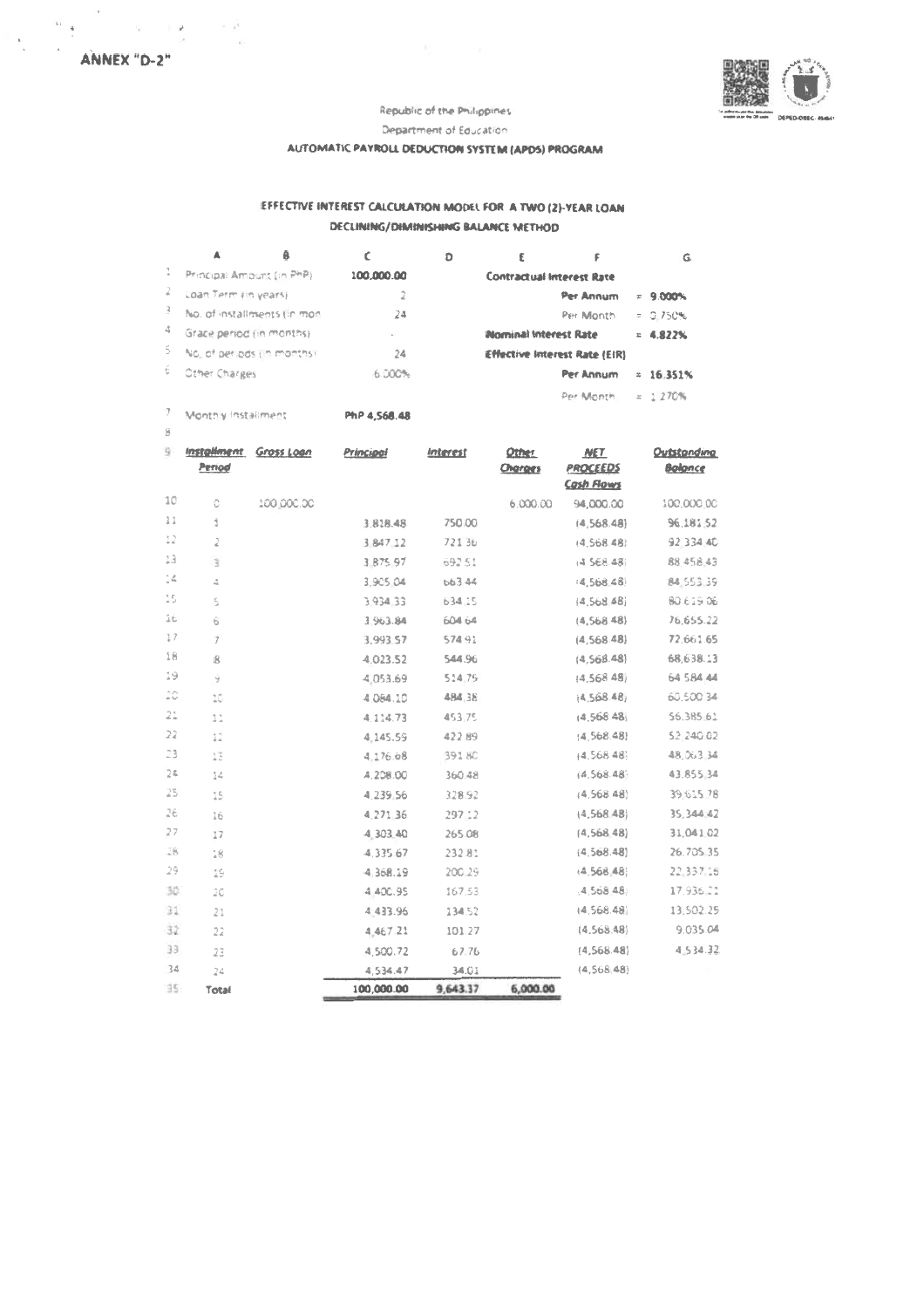**ANNEX "D-2"**

Republic of the Philippines
Department of Education
**AUTOMATIC PAYROLL DEDUCTION SYSTEM (APDS) PROGRAM**

**EFFECTIVE INTEREST CALCULATION MODEL FOR A TWO (2)-YEAR LOAN**
**DECLINING/DIMINISHING BALANCE METHOD**

| | A | B | C | D | E | F | G |
|---|---|---|---|---|---|---|---|
| 1 | Principal Amount (in PhP) | | 100,000.00 | | **Contractual Interest Rate** | | |
| 2 | Loan Term (in years) | | 2 | | | **Per Annum** | = **9.000%** |
| 3 | No. of installments (in mon | | 24 | | | Per Month | = 0.750% |
| 4 | Grace period (in months) | | - | | **Nominal Interest Rate** | | = **4.822%** |
| 5 | No. of periods (in months) | | 24 | | **Effective Interest Rate (EIR)** | | |
| 6 | Other Charges | | 6.000% | | | **Per Annum** | = **16.351%** |
| | | | | | | Per Month | = 1.270% |
| 7 | Monthly Installment | | PhP 4,568.48 | | | | |
| 8 | | | | | | | |
| 9 | ***Installment Period*** | ***Gross Loan*** | ***Principal*** | ***Interest*** | ***Other Charges*** | ***NET PROCEEDS Cash Flows*** | ***Outstanding Balance*** |
| 10 | 0 | 100,000.00 | | | 6,000.00 | 94,000.00 | 100,000.00 |
| 11 | 1 | | 3,818.48 | 750.00 | | (4,568.48) | 96,181.52 |
| 12 | 2 | | 3,847.12 | 721.36 | | (4,568.48) | 92,334.40 |
| 13 | 3 | | 3,875.97 | 692.51 | | (4,568.48) | 88,458.43 |
| 14 | 4 | | 3,905.04 | 663.44 | | (4,568.48) | 84,553.39 |
| 15 | 5 | | 3,934.33 | 634.15 | | (4,568.48) | 80,619.06 |
| 16 | 6 | | 3,963.84 | 604.64 | | (4,568.48) | 76,655.22 |
| 17 | 7 | | 3,993.57 | 574.91 | | (4,568.48) | 72,661.65 |
| 18 | 8 | | 4,023.52 | 544.96 | | (4,568.48) | 68,638.13 |
| 19 | 9 | | 4,053.69 | 514.79 | | (4,568.48) | 64,584.44 |
| 20 | 10 | | 4,084.10 | 484.38 | | (4,568.48) | 60,500.34 |
| 21 | 11 | | 4,114.73 | 453.75 | | (4,568.48) | 56,385.61 |
| 22 | 12 | | 4,145.59 | 422.89 | | (4,568.48) | 52,240.02 |
| 23 | 13 | | 4,176.68 | 391.80 | | (4,568.48) | 48,063.34 |
| 24 | 14 | | 4,208.00 | 360.48 | | (4,568.48) | 43,855.34 |
| 25 | 15 | | 4,239.56 | 328.92 | | (4,568.48) | 39,615.78 |
| 26 | 16 | | 4,271.36 | 297.12 | | (4,568.48) | 35,344.42 |
| 27 | 17 | | 4,303.40 | 265.08 | | (4,568.48) | 31,041.02 |
| 28 | 18 | | 4,335.67 | 232.81 | | (4,568.48) | 26,705.35 |
| 29 | 19 | | 4,368.19 | 200.29 | | (4,568.48) | 22,337.16 |
| 30 | 20 | | 4,400.95 | 167.53 | | (4,568.48) | 17,936.21 |
| 31 | 21 | | 4,433.96 | 134.52 | | (4,568.48) | 13,502.25 |
| 32 | 22 | | 4,467.21 | 101.27 | | (4,568.48) | 9,035.04 |
| 33 | 23 | | 4,500.72 | 67.76 | | (4,568.48) | 4,534.32 |
| 34 | 24 | | 4,534.47 | 34.01 | | (4,568.48) | |
| 35 | **Total** | | **100,000.00** | **9,643.37** | **6,000.00** | | |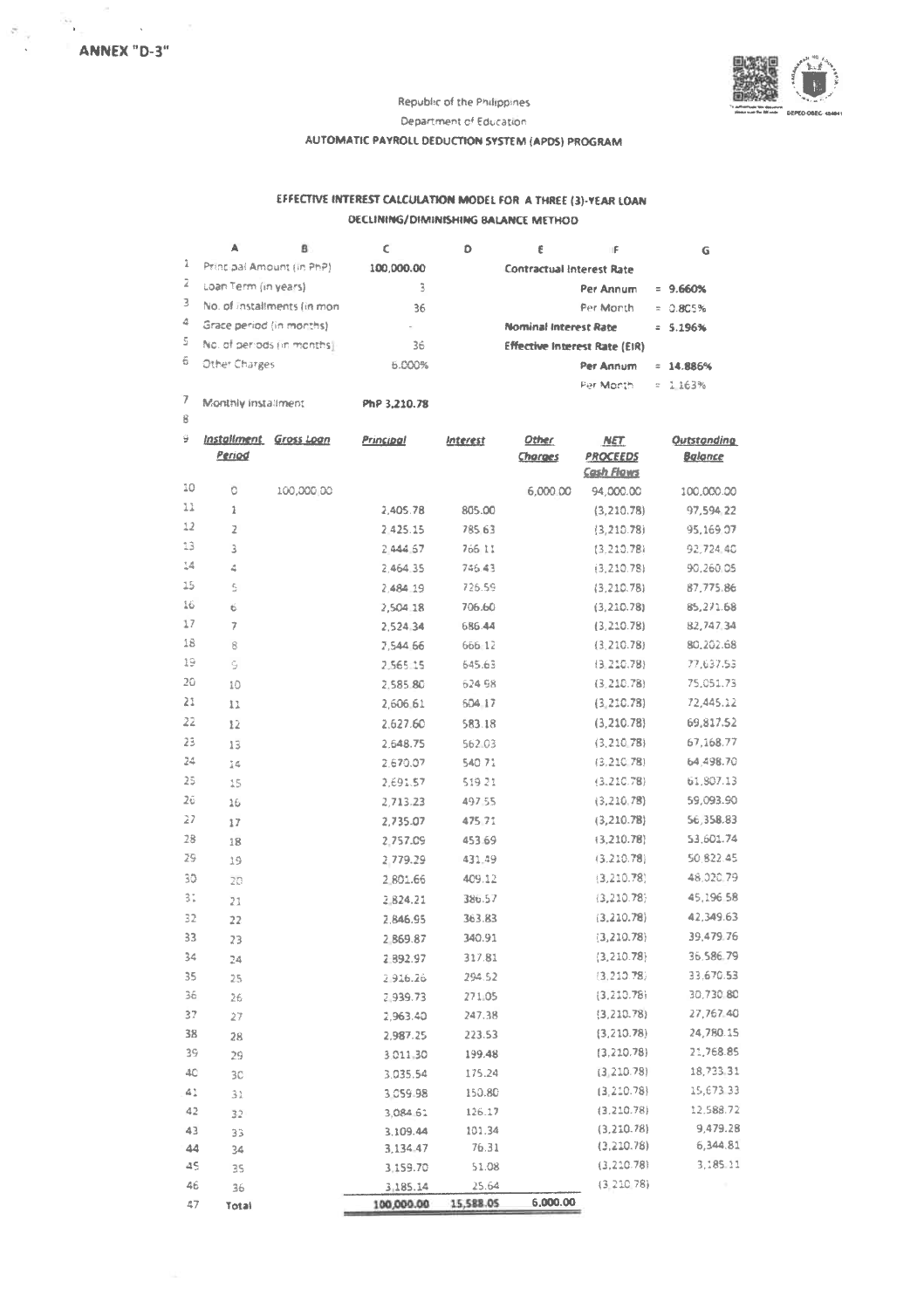**ANNEX "D-3"**

Republic of the Philippines

Department of Education

**AUTOMATIC PAYROLL DEDUCTION SYSTEM (APDS) PROGRAM**

**EFFECTIVE INTEREST CALCULATION MODEL FOR A THREE (3)-YEAR LOAN**

**DECLINING/DIMINISHING BALANCE METHOD**

| | A | B | C | D | E | F | G |
|---|---|---|---|---|---|---|---|
| 1 | Principal Amount (in PhP) | | 100,000.00 | | **Contractual Interest Rate** | | |
| 2 | Loan Term (in years) | | 3 | | | **Per Annum** | = **9.660%** |
| 3 | No. of installments (in mon | | 36 | | | Per Month | = 0.805% |
| 4 | Grace period (in months) | | - | | **Nominal Interest Rate** | | = **5.196%** |
| 5 | No. of periods (in months) | | 36 | | **Effective Interest Rate (EIR)** | | |
| 6 | Other Charges | | 6.000% | | | **Per Annum** | = **14.886%** |
| | | | | | | Per Month | = 1.163% |
| 7 | Monthly Installment | | **PhP 3,210.78** | | | | |
| 8 | | | | | | | |
| 9 | ***Installment Period*** | ***Gross Loan*** | ***Principal*** | ***Interest*** | ***Other Charges*** | ***NET PROCEEDS Cash Flows*** | ***Outstanding Balance*** |
| 10 | 0 | 100,000.00 | | | 6,000.00 | 94,000.00 | 100,000.00 |
| 11 | 1 | | 2,405.78 | 805.00 | | (3,210.78) | 97,594.22 |
| 12 | 2 | | 2,425.15 | 785.63 | | (3,210.78) | 95,169.07 |
| 13 | 3 | | 2,444.67 | 766.11 | | (3,210.78) | 92,724.40 |
| 14 | 4 | | 2,464.35 | 746.43 | | (3,210.78) | 90,260.05 |
| 15 | 5 | | 2,484.19 | 726.59 | | (3,210.78) | 87,775.86 |
| 16 | 6 | | 2,504.18 | 706.60 | | (3,210.78) | 85,271.68 |
| 17 | 7 | | 2,524.34 | 686.44 | | (3,210.78) | 82,747.34 |
| 18 | 8 | | 2,544.66 | 666.12 | | (3,210.78) | 80,202.68 |
| 19 | 9 | | 2,565.15 | 645.63 | | (3,210.78) | 77,637.53 |
| 20 | 10 | | 2,585.80 | 624.98 | | (3,210.78) | 75,051.73 |
| 21 | 11 | | 2,606.61 | 604.17 | | (3,210.78) | 72,445.12 |
| 22 | 12 | | 2,627.60 | 583.18 | | (3,210.78) | 69,817.52 |
| 23 | 13 | | 2,648.75 | 562.03 | | (3,210.78) | 67,168.77 |
| 24 | 14 | | 2,670.07 | 540.71 | | (3,210.78) | 64,498.70 |
| 25 | 15 | | 2,691.57 | 519.21 | | (3,210.78) | 61,807.13 |
| 26 | 16 | | 2,713.23 | 497.55 | | (3,210.78) | 59,093.90 |
| 27 | 17 | | 2,735.07 | 475.71 | | (3,210.78) | 56,358.83 |
| 28 | 18 | | 2,757.09 | 453.69 | | (3,210.78) | 53,601.74 |
| 29 | 19 | | 2,779.29 | 431.49 | | (3,210.78) | 50,822.45 |
| 30 | 20 | | 2,801.66 | 409.12 | | (3,210.78) | 48,020.79 |
| 31 | 21 | | 2,824.21 | 386.57 | | (3,210.78) | 45,196.58 |
| 32 | 22 | | 2,846.95 | 363.83 | | (3,210.78) | 42,349.63 |
| 33 | 23 | | 2,869.87 | 340.91 | | (3,210.78) | 39,479.76 |
| 34 | 24 | | 2,892.97 | 317.81 | | (3,210.78) | 36,586.79 |
| 35 | 25 | | 2,916.26 | 294.52 | | (3,210.78) | 33,670.53 |
| 36 | 26 | | 2,939.73 | 271.05 | | (3,210.78) | 30,730.80 |
| 37 | 27 | | 2,963.40 | 247.38 | | (3,210.78) | 27,767.40 |
| 38 | 28 | | 2,987.25 | 223.53 | | (3,210.78) | 24,780.15 |
| 39 | 29 | | 3,011.30 | 199.48 | | (3,210.78) | 21,768.85 |
| 40 | 30 | | 3,035.54 | 175.24 | | (3,210.78) | 18,733.31 |
| 41 | 31 | | 3,059.98 | 150.80 | | (3,210.78) | 15,673.33 |
| 42 | 32 | | 3,084.61 | 126.17 | | (3,210.78) | 12,588.72 |
| 43 | 33 | | 3,109.44 | 101.34 | | (3,210.78) | 9,479.28 |
| 44 | 34 | | 3,134.47 | 76.31 | | (3,210.78) | 6,344.81 |
| 45 | 35 | | 3,159.70 | 51.08 | | (3,210.78) | 3,185.11 |
| 46 | 36 | | 3,185.14 | 25.64 | | (3,210.78) | - |
| 47 | **Total** | | **100,000.00** | **15,588.05** | **6,000.00** | | |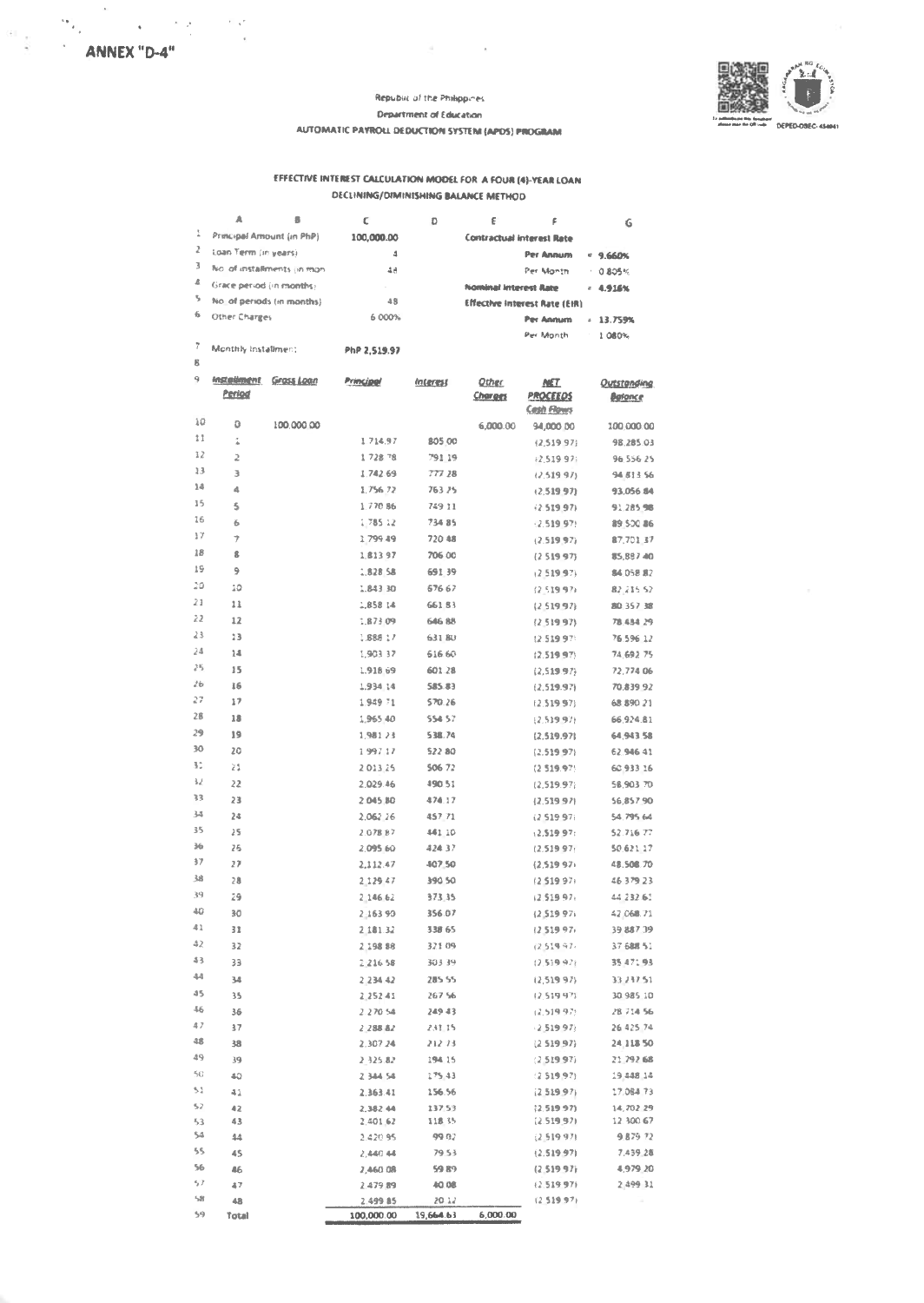**ANNEX "D-4"**

Republic of the Philippines
Department of Education
AUTOMATIC PAYROLL DEDUCTION SYSTEM (APDS) PROGRAM

DEPED-OSEC-434041

## EFFECTIVE INTEREST CALCULATION MODEL FOR A FOUR (4)-YEAR LOAN
### DECLINING/DIMINISHING BALANCE METHOD

| | A | B | C | D | E | F | G |
|---|---|---|---|---|---|---|---|
| 1 | Principal Amount (in PhP) | | 100,000.00 | | Contractual Interest Rate | | |
| 2 | Loan Term (in years) | | 4 | | | Per Annum | = 9.660% |
| 3 | No. of installments (in mon | | 48 | | | Per Month | 0.805% |
| 4 | Grace period (in months) | | - | | Nominal Interest Rate | | = 4.916% |
| 5 | No. of periods (in months) | | 48 | | Effective Interest Rate (EIR) | | |
| 6 | Other Charges | | 6.000% | | | Per Annum | = 13.759% |
| | | | | | | Per Month | 1.080% |
| 7 | Monthly Installment: | | PhP 2,519.97 | | | | |
| 8 | | | | | | | |

| | Installment Period | Gross Loan | Principal | Interest | Other Charges | NET PROCEEDS Cash Flows | Outstanding Balance |
|---|---|---|---|---|---|---|---|
| 10 | 0 | 100,000.00 | | | 6,000.00 | 94,000.00 | 100,000.00 |
| 11 | 1 | | 1,714.97 | 805.00 | | (2,519.97) | 98,285.03 |
| 12 | 2 | | 1,728.78 | 791.19 | | (2,519.97) | 96,556.25 |
| 13 | 3 | | 1,742.69 | 777.28 | | (2,519.97) | 94,813.56 |
| 14 | 4 | | 1,756.72 | 763.25 | | (2,519.97) | 93,056.84 |
| 15 | 5 | | 1,770.86 | 749.11 | | (2,519.97) | 91,285.98 |
| 16 | 6 | | 1,785.12 | 734.85 | | (2,519.97) | 89,500.86 |
| 17 | 7 | | 1,799.49 | 720.48 | | (2,519.97) | 87,701.37 |
| 18 | 8 | | 1,813.97 | 706.00 | | (2,519.97) | 85,887.40 |
| 19 | 9 | | 1,828.58 | 691.39 | | (2,519.97) | 84,058.82 |
| 20 | 10 | | 1,843.30 | 676.67 | | (2,519.97) | 82,215.52 |
| 21 | 11 | | 1,858.14 | 661.83 | | (2,519.97) | 80,357.38 |
| 22 | 12 | | 1,873.09 | 646.88 | | (2,519.97) | 78,484.29 |
| 23 | 13 | | 1,888.17 | 631.80 | | (2,519.97) | 76,596.12 |
| 24 | 14 | | 1,903.37 | 616.60 | | (2,519.97) | 74,692.75 |
| 25 | 15 | | 1,918.69 | 601.28 | | (2,519.97) | 72,774.06 |
| 26 | 16 | | 1,934.14 | 585.83 | | (2,519.97) | 70,839.92 |
| 27 | 17 | | 1,949.71 | 570.26 | | (2,519.97) | 68,890.21 |
| 28 | 18 | | 1,965.40 | 554.57 | | (2,519.97) | 66,924.81 |
| 29 | 19 | | 1,981.23 | 538.74 | | (2,519.97) | 64,943.58 |
| 30 | 20 | | 1,997.17 | 522.80 | | (2,519.97) | 62,946.41 |
| 31 | 21 | | 2,013.25 | 506.72 | | (2,519.97) | 60,933.16 |
| 32 | 22 | | 2,029.46 | 490.51 | | (2,519.97) | 58,903.70 |
| 33 | 23 | | 2,045.80 | 474.17 | | (2,519.97) | 56,857.90 |
| 34 | 24 | | 2,062.26 | 457.71 | | (2,519.97) | 54,795.64 |
| 35 | 25 | | 2,078.87 | 441.10 | | (2,519.97) | 52,716.77 |
| 36 | 26 | | 2,095.60 | 424.37 | | (2,519.97) | 50,621.17 |
| 37 | 27 | | 2,112.47 | 407.50 | | (2,519.97) | 48,508.70 |
| 38 | 28 | | 2,129.47 | 390.50 | | (2,519.97) | 46,379.23 |
| 39 | 29 | | 2,146.62 | 373.35 | | (2,519.97) | 44,232.61 |
| 40 | 30 | | 2,163.90 | 356.07 | | (2,519.97) | 42,068.71 |
| 41 | 31 | | 2,181.32 | 338.65 | | (2,519.97) | 39,887.39 |
| 42 | 32 | | 2,198.88 | 321.09 | | (2,519.97) | 37,688.51 |
| 43 | 33 | | 2,216.58 | 303.39 | | (2,519.97) | 35,471.93 |
| 44 | 34 | | 2,234.42 | 285.55 | | (2,519.97) | 33,237.51 |
| 45 | 35 | | 2,252.41 | 267.56 | | (2,519.97) | 30,985.10 |
| 46 | 36 | | 2,270.54 | 249.43 | | (2,519.97) | 28,714.56 |
| 47 | 37 | | 2,288.82 | 231.15 | | (2,519.97) | 26,425.74 |
| 48 | 38 | | 2,307.24 | 212.73 | | (2,519.97) | 24,118.50 |
| 49 | 39 | | 2,325.82 | 194.15 | | (2,519.97) | 21,792.68 |
| 50 | 40 | | 2,344.54 | 175.43 | | (2,519.97) | 19,448.14 |
| 51 | 41 | | 2,363.41 | 156.56 | | (2,519.97) | 17,084.73 |
| 52 | 42 | | 2,382.44 | 137.53 | | (2,519.97) | 14,702.29 |
| 53 | 43 | | 2,401.62 | 118.35 | | (2,519.97) | 12,300.67 |
| 54 | 44 | | 2,420.95 | 99.02 | | (2,519.97) | 9,879.72 |
| 55 | 45 | | 2,440.44 | 79.53 | | (2,519.97) | 7,439.28 |
| 56 | 46 | | 2,460.08 | 59.89 | | (2,519.97) | 4,979.20 |
| 57 | 47 | | 2,479.89 | 40.08 | | (2,519.97) | 2,499.31 |
| 58 | 48 | | 2,499.85 | 20.12 | | (2,519.97) | - |
| 59 | Total | | 100,000.00 | 19,664.63 | 6,000.00 | | |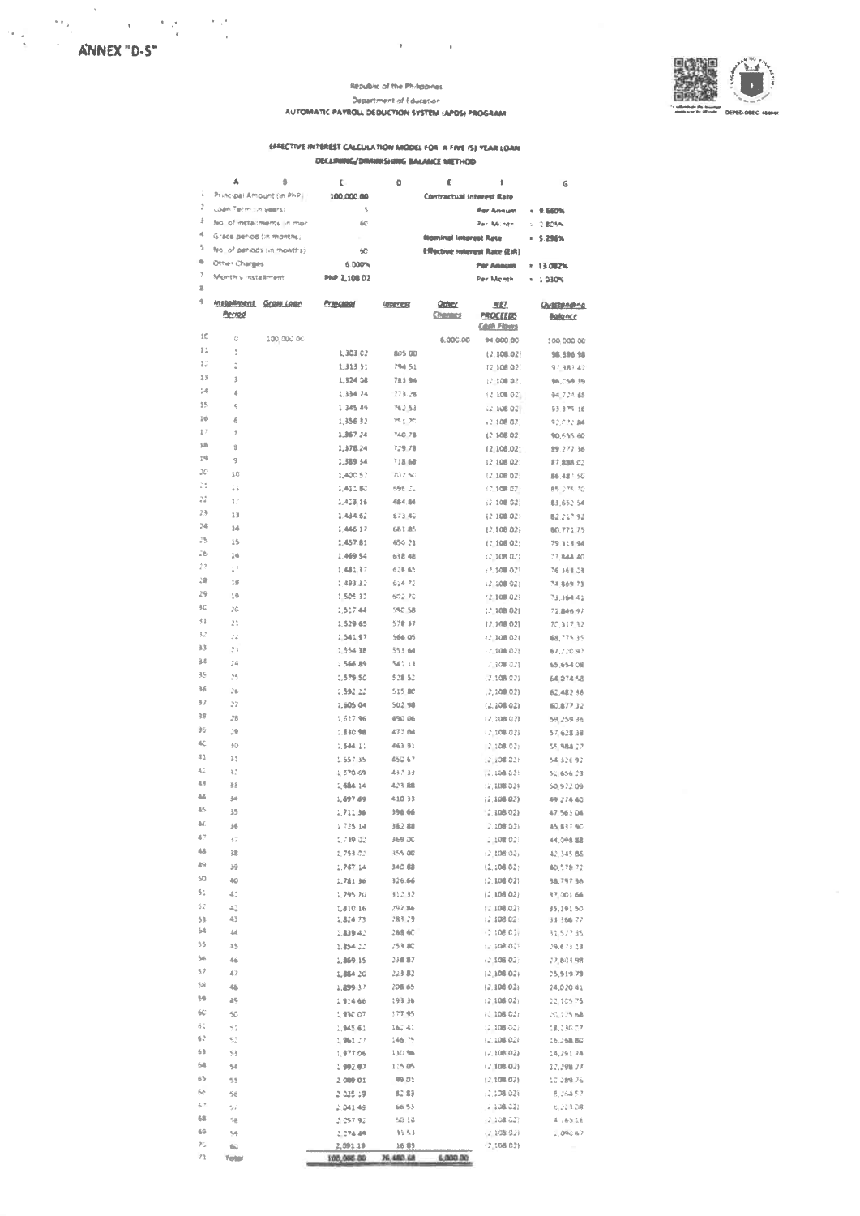ANNEX "D-5"

Republic of the Philippines
Department of Education
**AUTOMATIC PAYROLL DEDUCTION SYSTEM (APDS) PROGRAM**

DEPED-OBEC

### EFFECTIVE INTEREST CALCULATION MODEL FOR A FIVE (5) YEAR LOAN
### DECLINING/DIMINISHING BALANCE METHOD

| | A | B | C | D | E | F | G |
|---|---|---|---|---|---|---|---|
| 1 | Principal Amount (in PhP) | | 100,000.00 | | **Contractual Interest Rate** | | |
| 2 | Loan Term (in years) | | 5 | | | **Per Annum** | = 9.660% |
| 3 | No. of installments in months | | 60 | | | Per Month | = 0.805% |
| 4 | Grace period (in months) | | | | **Nominal Interest Rate** | | = 5.296% |
| 5 | No. of periods (in months) | | 60 | | **Effective Interest Rate (EIR)** | | |
| 6 | Other Charges | | 6.000% | | | **Per Annum** | = 13.082% |
| 7 | Monthly Installment | | PhP 2,108.02 | | | Per Month | = 1.030% |
| 8 | | | | | | | |
| 9 | ***Installment Period*** | ***Gross Loan*** | ***Principal*** | ***Interest*** | ***Other Charges*** | ***NET PROCEEDS Cash Flows*** | ***Outstanding Balance*** |
| 10 | 0 | 100,000.00 | | | 6,000.00 | 94,000.00 | 100,000.00 |
| 11 | 1 | | 1,303.02 | 805.00 | | (2,108.02) | 98,696.98 |
| 12 | 2 | | 1,313.51 | 794.51 | | (2,108.02) | 97,383.47 |
| 13 | 3 | | 1,324.08 | 783.94 | | (2,108.02) | 96,059.39 |
| 14 | 4 | | 1,334.74 | 773.28 | | (2,108.02) | 94,724.65 |
| 15 | 5 | | 1,345.49 | 762.53 | | (2,108.02) | 93,379.16 |
| 16 | 6 | | 1,356.32 | 751.70 | | (2,108.02) | 92,022.84 |
| 17 | 7 | | 1,367.24 | 740.78 | | (2,108.02) | 90,655.60 |
| 18 | 8 | | 1,378.24 | 729.78 | | (2,108.02) | 89,277.36 |
| 19 | 9 | | 1,389.34 | 718.68 | | (2,108.02) | 87,888.02 |
| 20 | 10 | | 1,400.52 | 707.50 | | (2,108.02) | 86,487.50 |
| 21 | 11 | | 1,411.80 | 696.22 | | (2,108.02) | 85,075.70 |
| 22 | 12 | | 1,423.16 | 684.86 | | (2,108.02) | 83,652.54 |
| 23 | 13 | | 1,434.62 | 673.40 | | (2,108.02) | 82,217.92 |
| 24 | 14 | | 1,446.17 | 661.85 | | (2,108.02) | 80,771.75 |
| 25 | 15 | | 1,457.81 | 650.21 | | (2,108.02) | 79,313.94 |
| 26 | 16 | | 1,469.54 | 638.48 | | (2,108.02) | 77,844.40 |
| 27 | 17 | | 1,481.37 | 626.65 | | (2,108.02) | 76,363.03 |
| 28 | 18 | | 1,493.30 | 614.72 | | (2,108.02) | 74,869.73 |
| 29 | 19 | | 1,505.32 | 602.70 | | (2,108.02) | 73,364.41 |
| 30 | 20 | | 1,517.44 | 590.58 | | (2,108.02) | 71,846.97 |
| 31 | 21 | | 1,529.65 | 578.37 | | (2,108.02) | 70,317.32 |
| 32 | 22 | | 1,541.97 | 566.05 | | (2,108.02) | 68,775.35 |
| 33 | 23 | | 1,554.38 | 553.64 | | (2,108.02) | 67,220.97 |
| 34 | 24 | | 1,566.89 | 541.13 | | (2,108.02) | 65,654.08 |
| 35 | 25 | | 1,579.50 | 528.52 | | (2,108.02) | 64,074.58 |
| 36 | 26 | | 1,592.22 | 515.80 | | (2,108.02) | 62,482.36 |
| 37 | 27 | | 1,605.04 | 502.98 | | (2,108.02) | 60,877.32 |
| 38 | 28 | | 1,617.96 | 490.06 | | (2,108.02) | 59,259.36 |
| 39 | 29 | | 1,630.98 | 477.04 | | (2,108.02) | 57,628.38 |
| 40 | 30 | | 1,644.11 | 463.91 | | (2,108.02) | 55,984.27 |
| 41 | 31 | | 1,657.35 | 450.67 | | (2,108.02) | 54,326.92 |
| 42 | 32 | | 1,670.69 | 437.33 | | (2,108.02) | 52,656.23 |
| 43 | 33 | | 1,684.14 | 423.88 | | (2,108.02) | 50,972.09 |
| 44 | 34 | | 1,697.69 | 410.33 | | (2,108.02) | 49,274.40 |
| 45 | 35 | | 1,711.36 | 396.66 | | (2,108.02) | 47,563.04 |
| 46 | 36 | | 1,725.14 | 382.88 | | (2,108.02) | 45,837.90 |
| 47 | 37 | | 1,739.02 | 369.00 | | (2,108.02) | 44,098.88 |
| 48 | 38 | | 1,753.02 | 355.00 | | (2,108.02) | 42,345.86 |
| 49 | 39 | | 1,767.14 | 340.88 | | (2,108.02) | 40,578.72 |
| 50 | 40 | | 1,781.36 | 326.66 | | (2,108.02) | 38,797.36 |
| 51 | 41 | | 1,795.70 | 312.32 | | (2,108.02) | 37,001.66 |
| 52 | 42 | | 1,810.16 | 297.86 | | (2,108.02) | 35,191.50 |
| 53 | 43 | | 1,824.73 | 283.29 | | (2,108.02) | 33,366.77 |
| 54 | 44 | | 1,839.42 | 268.60 | | (2,108.02) | 31,527.35 |
| 55 | 45 | | 1,854.22 | 253.80 | | (2,108.02) | 29,673.13 |
| 56 | 46 | | 1,869.15 | 238.87 | | (2,108.02) | 27,803.98 |
| 57 | 47 | | 1,884.20 | 223.82 | | (2,108.02) | 25,919.78 |
| 58 | 48 | | 1,899.37 | 208.65 | | (2,108.02) | 24,020.41 |
| 59 | 49 | | 1,914.66 | 193.36 | | (2,108.02) | 22,105.75 |
| 60 | 50 | | 1,930.07 | 177.95 | | (2,108.02) | 20,175.68 |
| 61 | 51 | | 1,945.61 | 162.41 | | (2,108.02) | 18,230.07 |
| 62 | 52 | | 1,961.27 | 146.75 | | (2,108.02) | 16,268.80 |
| 63 | 53 | | 1,977.06 | 130.96 | | (2,108.02) | 14,291.74 |
| 64 | 54 | | 1,992.97 | 115.05 | | (2,108.02) | 12,298.77 |
| 65 | 55 | | 2,009.01 | 99.01 | | (2,108.02) | 10,289.76 |
| 66 | 56 | | 2,025.19 | 82.83 | | (2,108.02) | 8,264.57 |
| 67 | 57 | | 2,041.49 | 66.53 | | (2,108.02) | 6,223.08 |
| 68 | 58 | | 2,057.92 | 50.10 | | (2,108.02) | 4,165.16 |
| 69 | 59 | | 2,074.49 | 33.53 | | (2,108.02) | 2,090.67 |
| 70 | 60 | | 2,091.19 | 16.83 | | (2,108.02) | |
| 71 | Total | | 100,000.00 | 26,480.68 | 6,000.00 | | |